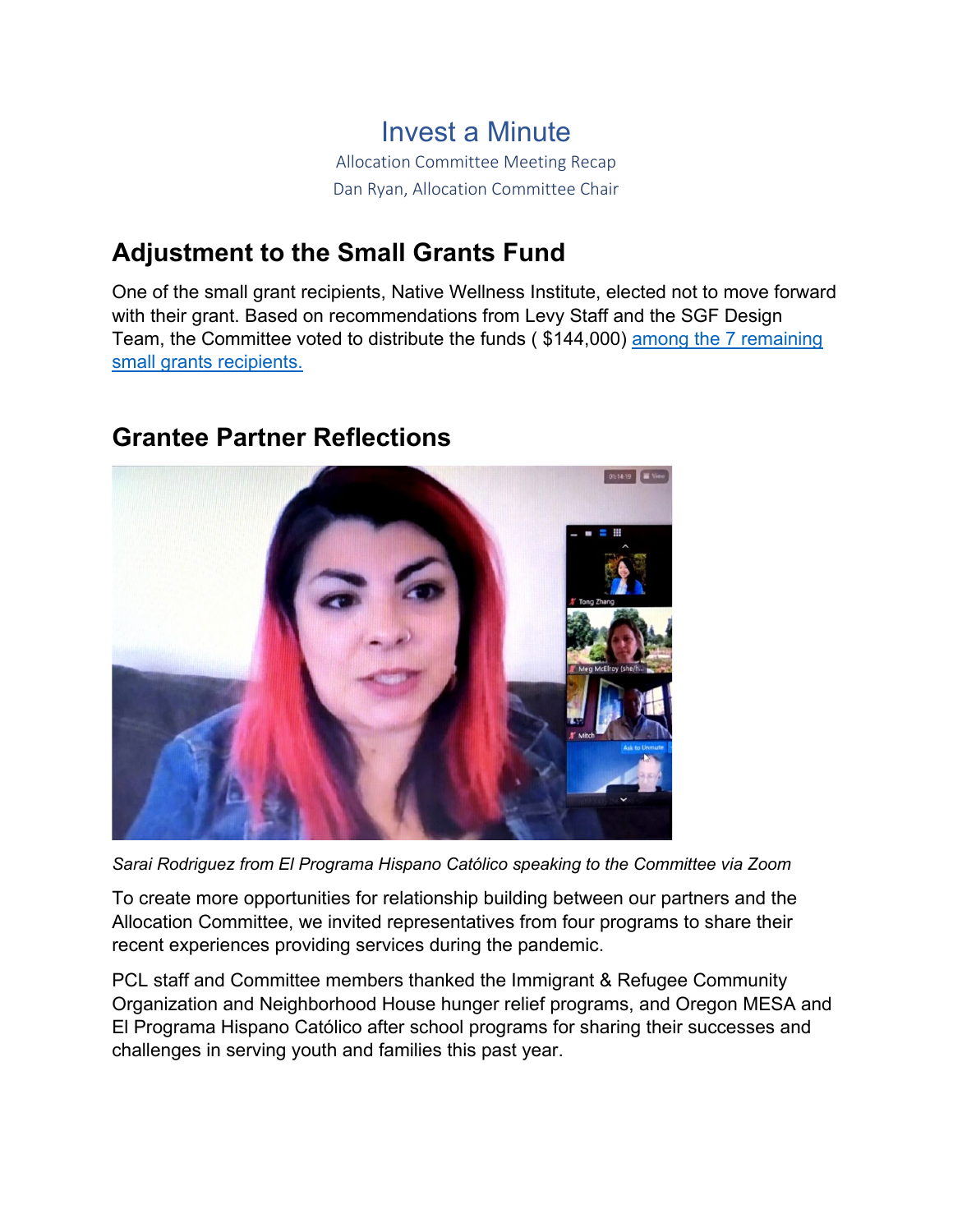# Invest a Minute

Allocation Committee Meeting Recap

Dan Ryan, Allocation Committee Chair

## Adjustment to the Small Grants Fund

One of the small grant recipients, Native Wellness Institute, elected not to move forward with their grant. Based on recommendations from Levy Staff and the SGF Design Team, the Committee voted to distribute the funds ( $144,000) among the 7 remaining small grants recipients.

## Grantee Partner Reflections

*Sarai Rodriguez from El Programa Hispano Católico speaking to the Committee via Zoom*

To create more opportunities for relationship building between our partners and the Allocation Committee, we invited representatives from four programs to share their recent experiences providing services during the pandemic.

PCL staff and Committee members thanked the Immigrant & Refugee Community Organization and Neighborhood House hunger relief programs, and Oregon MESA and El Programa Hispano Católico after school programs for sharing their successes and challenges in serving youth and families this past year.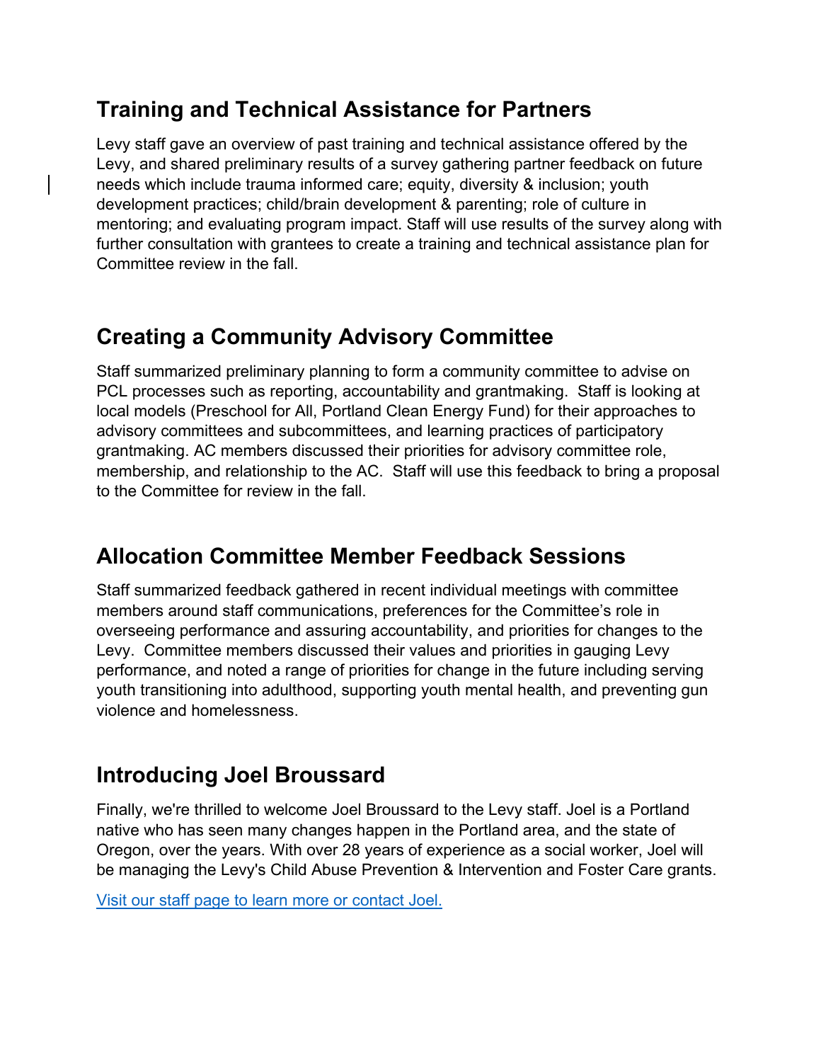## Training and Technical Assistance for Partners

Levy staff gave an overview of past training and technical assistance offered by the Levy, and shared preliminary results of a survey gathering partner feedback on future needs which include trauma informed care; equity, diversity & inclusion; youth development practices; child/brain development & parenting; role of culture in mentoring; and evaluating program impact. Staff will use results of the survey along with further consultation with grantees to create a training and technical assistance plan for Committee review in the fall.

## Creating a Community Advisory Committee

Staff summarized preliminary planning to form a community committee to advise on PCL processes such as reporting, accountability and grantmaking. Staff is looking at local models (Preschool for All, Portland Clean Energy Fund) for their approaches to advisory committees and subcommittees, and learning practices of participatory grantmaking. AC members discussed their priorities for advisory committee role, membership, and relationship to the AC. Staff will use this feedback to bring a proposal to the Committee for review in the fall.

## Allocation Committee Member Feedback Sessions

Staff summarized feedback gathered in recent individual meetings with committee members around staff communications, preferences for the Committee's role in overseeing performance and assuring accountability, and priorities for changes to the Levy. Committee members discussed their values and priorities in gauging Levy performance, and noted a range of priorities for change in the future including serving youth transitioning into adulthood, supporting youth mental health, and preventing gun violence and homelessness.

## Introducing Joel Broussard

Finally, we're thrilled to welcome Joel Broussard to the Levy staff. Joel is a Portland native who has seen many changes happen in the Portland area, and the state of Oregon, over the years. With over 28 years of experience as a social worker, Joel will be managing the Levy's Child Abuse Prevention & Intervention and Foster Care grants.

[Visit our staff page to learn more or contact Joel.]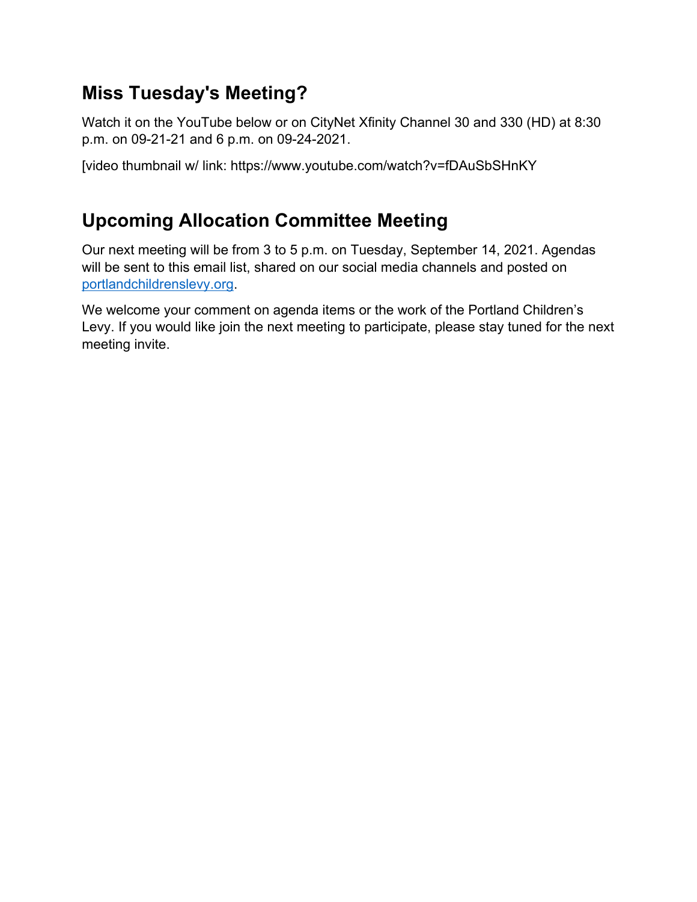## Miss Tuesday's Meeting?

Watch it on the YouTube below or on CityNet Xfinity Channel 30 and 330 (HD) at 8:30 p.m. on 09-21-21 and 6 p.m. on 09-24-2021.

[video thumbnail w/ link: https://www.youtube.com/watch?v=fDAuSbSHnKY

## Upcoming Allocation Committee Meeting

Our next meeting will be from 3 to 5 p.m. on Tuesday, September 14, 2021. Agendas will be sent to this email list, shared on our social media channels and posted on [portlandchildrenslevy.org](portlandchildrenslevy.org).

We welcome your comment on agenda items or the work of the Portland Children's Levy. If you would like join the next meeting to participate, please stay tuned for the next meeting invite.